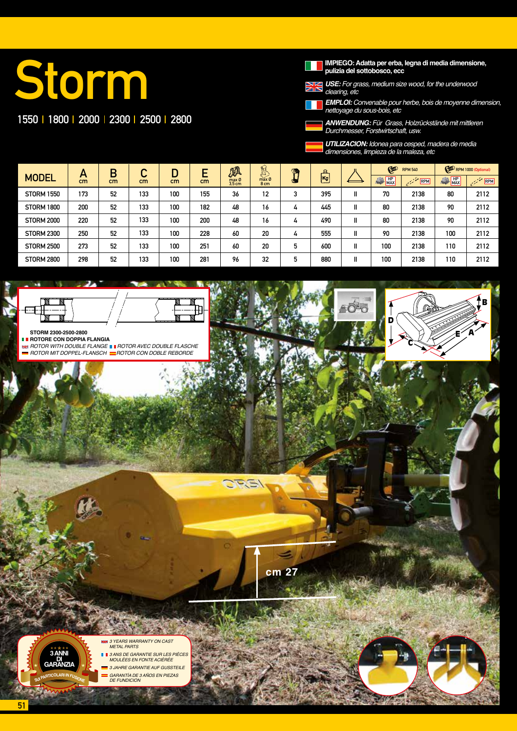# Storm

## 1550 | 1800 | 2000 | 2300 | 2500 | 2800

**IMPIEGO: Adatta per erba, legna di media dimensione, pulizia del sottobosco, ecc**

***USE:*** *For grass, medium size wood, for the underwood clearing, etc*

***EMPLOI:*** *Convenable pour herbe, bois de moyenne dimension, nettoyage du sous-bois, etc*

***ANWENDUNG:*** *Für Grass, Holzrückstände mit mittleren Durchmesser, Forstwirtschaft, usw.*

***UTILIZACION:*** *Idonea para cesped, madera de media dimensiones, limpieza de la maleza, etc*

| MODEL | A cm | B cm | C cm | D cm | E cm | max Ø 3,5 cm | max Ø 8 cm | | Kg | | RPM 540 | | RPM 1000 (Optional) | |
|---|---|---|---|---|---|---|---|---|---|---|---|---|---|---|
| | | | | | | | | | | | HP MAX | RPM | HP MAX | RPM |
| STORM 1550 | 173 | 52 | 133 | 100 | 155 | 36 | 12 | 3 | 395 | II | 70 | 2138 | 80 | 2112 |
| STORM 1800 | 200 | 52 | 133 | 100 | 182 | 48 | 16 | 4 | 445 | II | 80 | 2138 | 90 | 2112 |
| STORM 2000 | 220 | 52 | 133 | 100 | 200 | 48 | 16 | 4 | 490 | II | 80 | 2138 | 90 | 2112 |
| STORM 2300 | 250 | 52 | 133 | 100 | 228 | 60 | 20 | 4 | 555 | II | 90 | 2138 | 100 | 2112 |
| STORM 2500 | 273 | 52 | 133 | 100 | 251 | 60 | 20 | 5 | 600 | II | 100 | 2138 | 110 | 2112 |
| STORM 2800 | 298 | 52 | 133 | 100 | 281 | 96 | 32 | 5 | 880 | II | 100 | 2138 | 110 | 2112 |

**STORM 2300-2500-2800**
**ROTORE CON DOPPIA FLANGIA**
*ROTOR WITH DOUBLE FLANGE* *ROTOR AVEC DOUBLE FLASCHE*
*ROTOR MIT DOPPEL-FLANSCH* *ROTOR CON DOBLE REBORDE*

cm 27

3 ANNI DI GARANZIA – SUI PARTICOLARI IN FUSIONE

*3 YEARS WARRANTY ON CAST METAL PARTS*
*3 ANS DE GARANTIE SUR LES PIÈCES MOULÉES EN FONTE ACIÉRÉE*
*3 JAHRE GARANTIE AUF GUSSTEILE*
*GARANTÍA DE 3 AÑOS EN PIEZAS DE FUNDICION*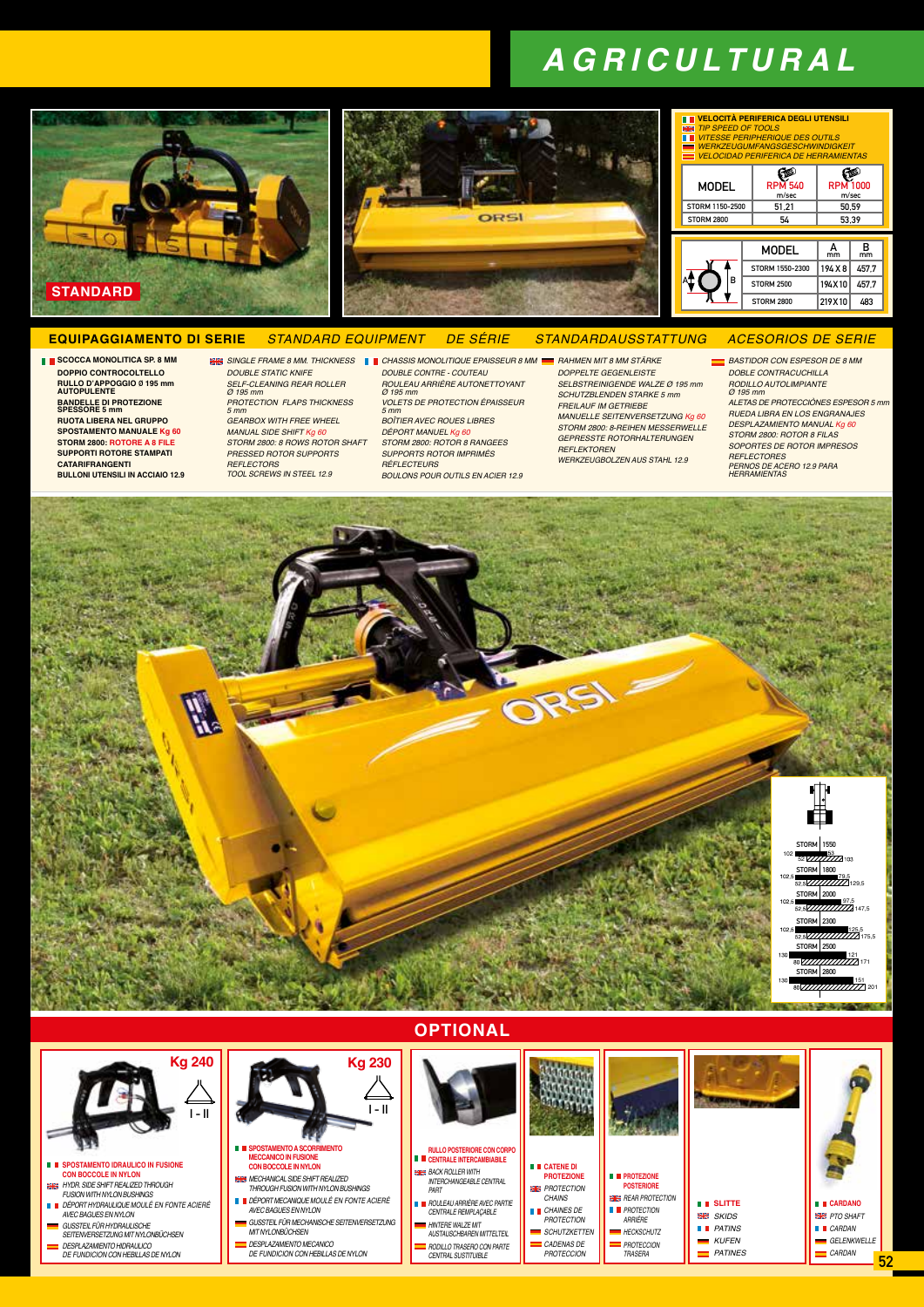# AGRICULTURAL

STANDARD

**VELOCITÀ PERIFERICA DEGLI UTENSILI**
*TIP SPEED OF TOOLS*
*VITESSE PERIPHERIQUE DES OUTILS*
*WERKZEUGUMFANGSGESCHWINDIGKEIT*
*VELOCIDAD PERIFERICA DE HERRAMIENTAS*

| MODEL | RPM 540 m/sec | RPM 1000 m/sec |
|---|---|---|
| STORM 1150-2500 | 51,21 | 50,59 |
| STORM 2800 | 54 | 53,39 |

| MODEL | A mm | B mm |
|---|---|---|
| STORM 1550-2300 | 194 X 8 | 457.7 |
| STORM 2500 | 194X10 | 457.7 |
| STORM 2800 | 219X10 | 483 |

## EQUIPAGGIAMENTO DI SERIE — *STANDARD EQUIPMENT* — *DE SÉRIE* — *STANDARDAUSSTATTUNG* — *ACESORIOS DE SERIE*

**SCOCCA MONOLITICA SP. 8 MM**
**DOPPIO CONTROCOLTELLO**
**RULLO D'APPOGGIO Ø 195 mm AUTOPULENTE**
**BANDELLE DI PROTEZIONE SPESSORE 5 mm**
**RUOTA LIBERA NEL GRUPPO**
**SPOSTAMENTO MANUALE Kg 60**
**STORM 2800: ROTORE A 8 FILE**
**SUPPORTI ROTORE STAMPATI**
**CATARIFRANGENTI**
**BULLONI UTENSILI IN ACCIAIO 12.9**

*SINGLE FRAME 8 MM. THICKNESS*
*DOUBLE STATIC KNIFE*
*SELF-CLEANING REAR ROLLER Ø 195 mm*
*PROTECTION FLAPS THICKNESS 5 mm*
*GEARBOX WITH FREE WHEEL*
*MANUAL SIDE SHIFT Kg 60*
*STORM 2800: 8 ROWS ROTOR SHAFT*
*PRESSED ROTOR SUPPORTS*
*REFLECTORS*
*TOOL SCREWS IN STEEL 12.9*

*CHASSIS MONOLITIQUE EPAISSEUR 8 MM*
*DOUBLE CONTRE - COUTEAU*
*ROULEAU ARRIÈRE AUTONETTOYANT Ø 195 mm*
*VOLETS DE PROTECTION ÉPAISSEUR 5 mm*
*BOÎTIER AVEC ROUES LIBRES*
*DÉPORT MANUEL Kg 60*
*STORM 2800: ROTOR 8 RANGEES*
*SUPPORTS ROTOR IMPRIMÉS*
*RÉFLECTEURS*
*BOULONS POUR OUTILS EN ACIER 12.9*

*RAHMEN MIT 8 MM STÄRKE*
*DOPPELTE GEGENLEISTE*
*SELBSTREINIGENDE WALZE Ø 195 mm*
*SCHUTZBLENDEN STARKE 5 mm*
*FREILAUF IM GETRIEBE*
*MANUELLE SEITENVERSETZUNG Kg 60*
*STORM 2800: 8-REIHEN MESSERWELLE*
*GEPRESSTE ROTORHALTERUNGEN*
*REFLEKTOREN*
*WERKZEUGBOLZEN AUS STAHL 12.9*

*BASTIDOR CON ESPESOR DE 8 MM*
*DOBLE CONTRACUCHILLA*
*RODILLO AUTOLIMPIANTE Ø 195 mm*
*ALETAS DE PROTECCIÓNES ESPESOR 5 mm*
*RUEDA LIBRA EN LOS ENGRANAJES*
*DESPLAZAMIENTO MANUAL Kg 60*
*STORM 2800: ROTOR 8 FILAS*
*SOPORTES DE ROTOR IMPRESOS*
*REFLECTORES*
*PERNOS DE ACERO 12.9 PARA HERRAMIENTAS*

STORM 1550: 102, 52, 53, 103
STORM 1800: 102,5, 52,5, 79,5, 129,5
STORM 2000: 102,5, 52,5, 97,5, 147,5
STORM 2300: 102,5, 52,5, 125,5, 175,5
STORM 2500: 130, 80, 121, 171
STORM 2800: 130, 80, 151, 201

## OPTIONAL

**Kg 240** — I - II

**SPOSTAMENTO IDRAULICO IN FUSIONE CON BOCCOLE IN NYLON**
*HYDR. SIDE SHIFT REALIZED THROUGH FUSION WITH NYLON BUSHINGS*
*DÉPORT HYDRAULIQUE MOULÉ EN FONTE ACIÉRÉ AVEC BAGUES EN NYLON*
*GUSSTEIL FÜR HYDRAULISCHE SEITENVERSETZUNG MIT NYLONBÜCHSEN*
*DESPLAZAMIENTO HIDRAULICO DE FUNDICION CON HEBILLAS DE NYLON*

**Kg 230** — I - II

**SPOSTAMENTO A SCORRIMENTO MECCANICO IN FUSIONE CON BOCCOLE IN NYLON**
*MECHANICAL SIDE SHIFT REALIZED THROUGH FUSION WITH NYLON BUSHINGS*
*DÉPORT MECANIQUE MOULÉ EN FONTE ACIERÉ AVEC BAGUES EN NYLON*
*GUSSTEIL FÜR MECHANISCHE SEITENVERSETZUNG MIT NYLONBÜCHSEN*
*DESPLAZAMIENTO MECANICO DE FUNDICION CON HEBILLAS DE NYLON*

**RULLO POSTERIORE CON CORPO CENTRALE INTERCAMBIABILE**
*BACK ROLLER WITH INTERCHANGEABLE CENTRAL PART*
*ROULEAU ARRIÈRE AVEC PARTIE CENTRALE REMPLAÇABLE*
*HINTERE WALZE MIT AUSTAUSCHBAREN MITTELTEIL*
*RODILLO TRASERO CON PARTE CENTRAL SUSTITUIBLE*

**CATENE DI PROTEZIONE**
*PROTECTION CHAINS*
*CHAINES DE PROTECTION*
*SCHUTZKETTEN*
*CADENAS DE PROTECCION*

**PROTEZIONE POSTERIORE**
*REAR PROTECTION*
*PROTECTION ARRIÈRE*
*HECKSCHUTZ*
*PROTECCION TRASERA*

**SLITTE**
*SKIDS*
*PATINS*
*KUFEN*
*PATINES*

**CARDANO**
*PTO SHAFT*
*CARDAN*
*GELENKWELLE*
*CARDAN*